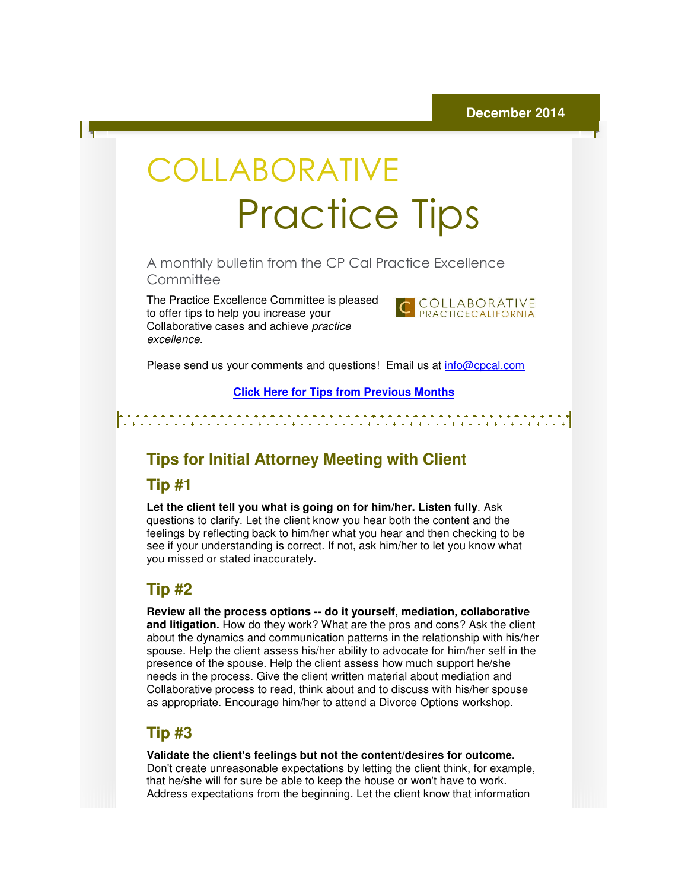December 2014

# COLLABORATIVE Practice Tips

A monthly bulletin from the CP Cal Practice Excellence Committee

The Practice Excellence Committee is pleased to offer tips to help you increase your Collaborative cases and achieve *practice excellence.*

COLLABORATIVE PRACTICECALIFORNIA

Please send us your comments and questions! Email us at info@cpcal.com

**Click Here for Tips from Previous Months**

## Tips for Initial Attorney Meeting with Client

### Tip #1

**Let the client tell you what is going on for him/her. Listen fully**. Ask questions to clarify. Let the client know you hear both the content and the feelings by reflecting back to him/her what you hear and then checking to be see if your understanding is correct. If not, ask him/her to let you know what you missed or stated inaccurately.

### Tip #2

**Review all the process options -- do it yourself, mediation, collaborative and litigation.** How do they work? What are the pros and cons? Ask the client about the dynamics and communication patterns in the relationship with his/her spouse. Help the client assess his/her ability to advocate for him/her self in the presence of the spouse. Help the client assess how much support he/she needs in the process. Give the client written material about mediation and Collaborative process to read, think about and to discuss with his/her spouse as appropriate. Encourage him/her to attend a Divorce Options workshop.

### Tip #3

**Validate the client's feelings but not the content/desires for outcome.** Don't create unreasonable expectations by letting the client think, for example, that he/she will for sure be able to keep the house or won't have to work. Address expectations from the beginning. Let the client know that information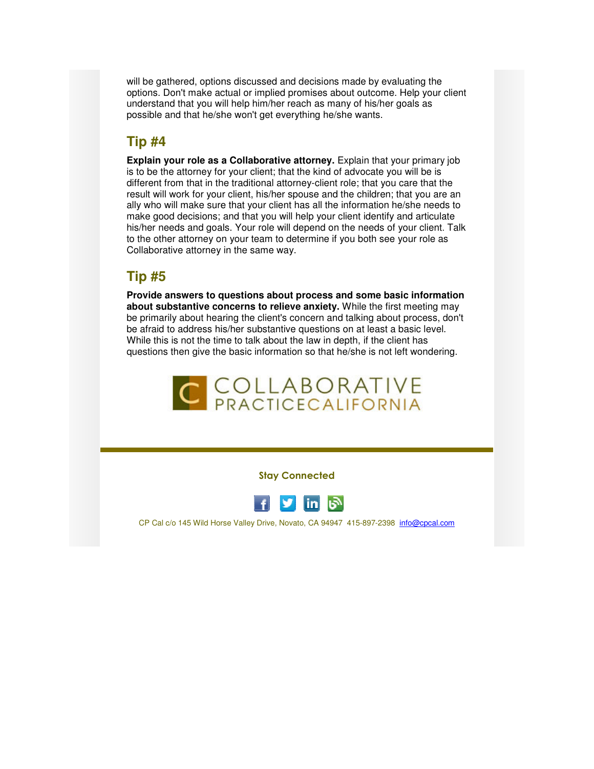will be gathered, options discussed and decisions made by evaluating the options. Don't make actual or implied promises about outcome. Help your client understand that you will help him/her reach as many of his/her goals as possible and that he/she won't get everything he/she wants.

## Tip #4

**Explain your role as a Collaborative attorney.** Explain that your primary job is to be the attorney for your client; that the kind of advocate you will be is different from that in the traditional attorney-client role; that you care that the result will work for your client, his/her spouse and the children; that you are an ally who will make sure that your client has all the information he/she needs to make good decisions; and that you will help your client identify and articulate his/her needs and goals. Your role will depend on the needs of your client. Talk to the other attorney on your team to determine if you both see your role as Collaborative attorney in the same way.

## Tip #5

**Provide answers to questions about process and some basic information about substantive concerns to relieve anxiety.** While the first meeting may be primarily about hearing the client's concern and talking about process, don't be afraid to address his/her substantive questions on at least a basic level. While this is not the time to talk about the law in depth, if the client has questions then give the basic information so that he/she is not left wondering.

COLLABORATIVE PRACTICECALIFORNIA

**Stay Connected**

CP Cal c/o 145 Wild Horse Valley Drive, Novato, CA 94947 415-897-2398 info@cpcal.com